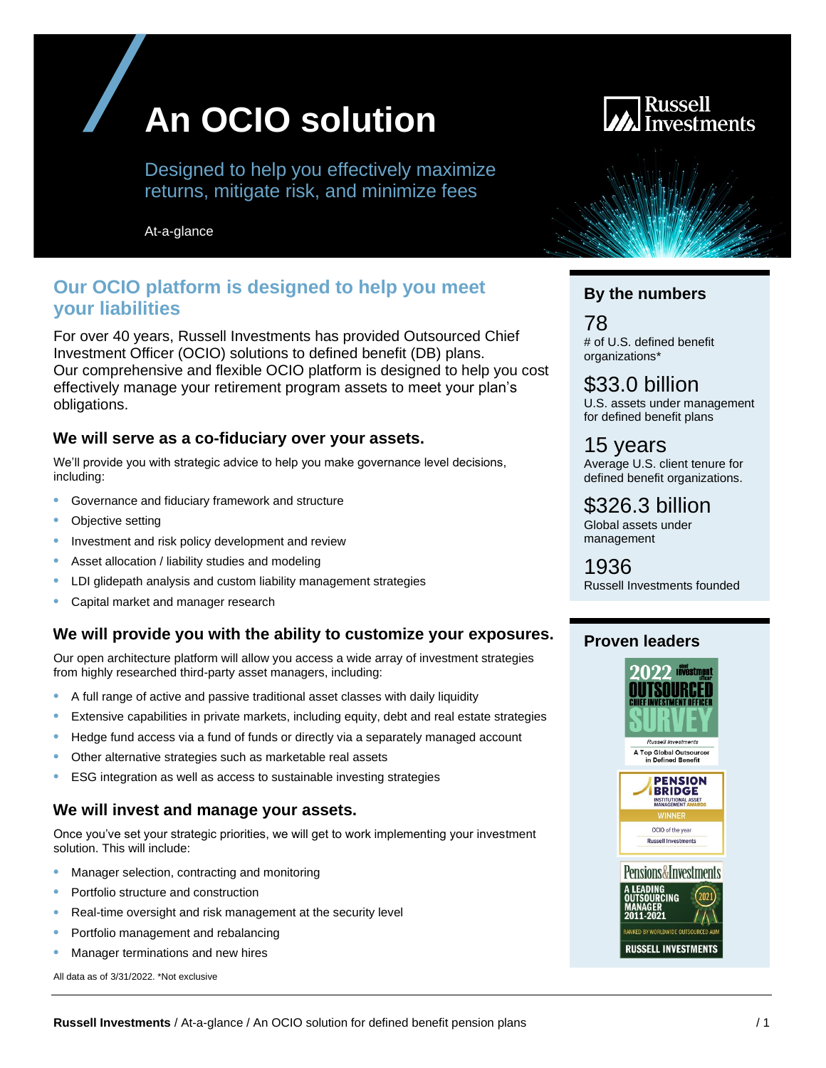# An OCIO solution

Designed to help you effectively maximize returns, mitigate risk, and minimize fees

At-a-glance

## Our OCIO platform is designed to help you meet your liabilities

For over 40 years, Russell Investments has provided Outsourced Chief Investment Officer (OCIO) solutions to defined benefit (DB) plans. Our comprehensive and flexible OCIO platform is designed to help you cost effectively manage your retirement program assets to meet your plan's obligations.

### We will serve as a co-fiduciary over your assets.

We'll provide you with strategic advice to help you make governance level decisions, including:

- Governance and fiduciary framework and structure
- Objective setting
- Investment and risk policy development and review
- Asset allocation / liability studies and modeling
- LDI glidepath analysis and custom liability management strategies
- Capital market and manager research

### We will provide you with the ability to customize your exposures.

Our open architecture platform will allow you access a wide array of investment strategies from highly researched third-party asset managers, including:

- A full range of active and passive traditional asset classes with daily liquidity
- Extensive capabilities in private markets, including equity, debt and real estate strategies
- Hedge fund access via a fund of funds or directly via a separately managed account
- Other alternative strategies such as marketable real assets
- ESG integration as well as access to sustainable investing strategies

### We will invest and manage your assets.

Once you've set your strategic priorities, we will get to work implementing your investment solution. This will include:

- Manager selection, contracting and monitoring
- Portfolio structure and construction
- Real-time oversight and risk management at the security level
- Portfolio management and rebalancing
- Manager terminations and new hires

All data as of 3/31/2022. *Not exclusive

### By the numbers

**78**
# of U.S. defined benefit organizations*

**$33.0 billion**
U.S. assets under management for defined benefit plans

**15 years**
Average U.S. client tenure for defined benefit organizations.

**$326.3 billion**
Global assets under management

**1936**
Russell Investments founded

### Proven leaders

2022 Chief Investment Officer Outsourced Chief Investment Officer Survey — Russell Investments — A Top Global Outsourcer in Defined Benefit

Pension Bridge Institutional Asset Management Awards — Winner — OCIO of the year — Russell Investments

Pensions&Investments — A Leading Outsourcing Manager 2011-2021 — 2021 — Ranked by worldwide outsourced AUM — Russell Investments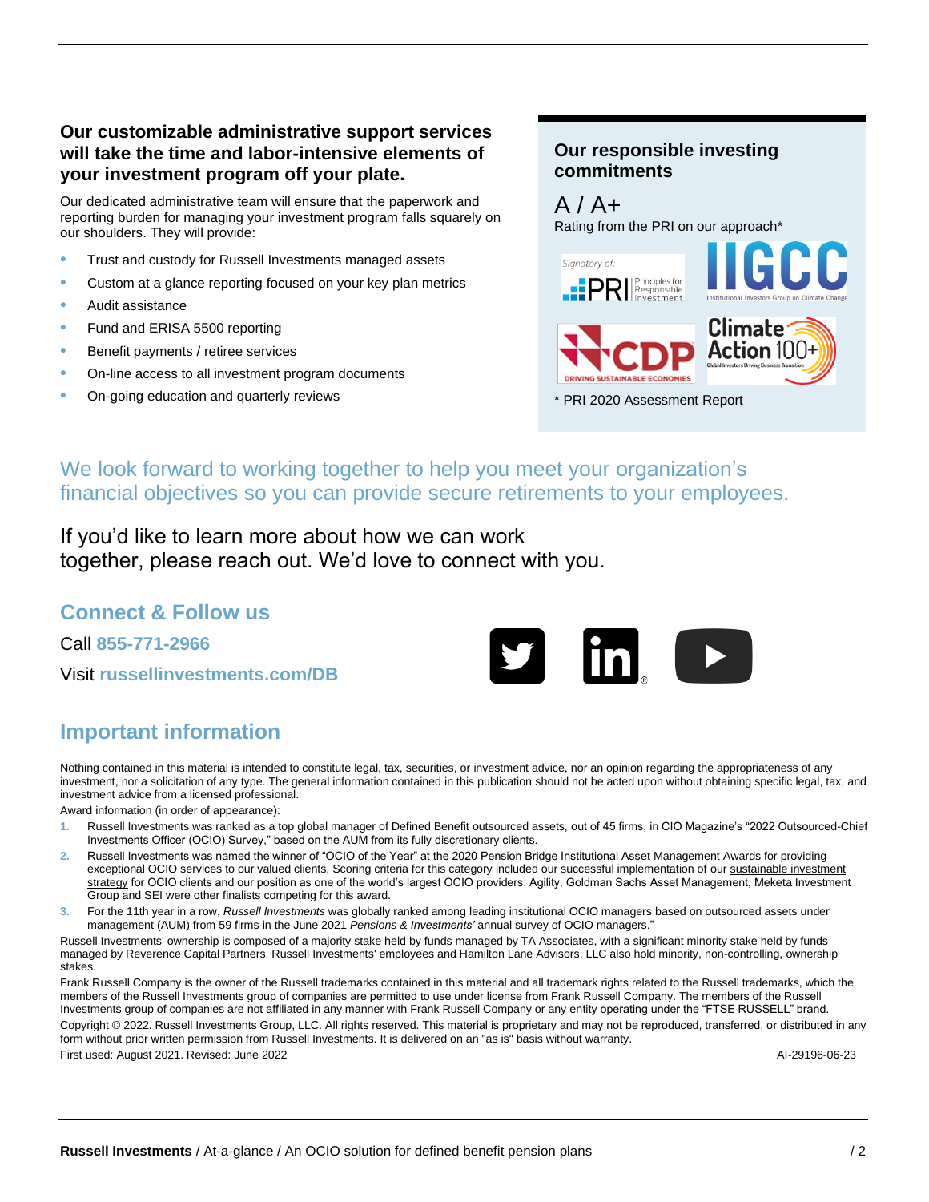## Our customizable administrative support services will take the time and labor-intensive elements of your investment program off your plate.

Our dedicated administrative team will ensure that the paperwork and reporting burden for managing your investment program falls squarely on our shoulders. They will provide:

- Trust and custody for Russell Investments managed assets
- Custom at a glance reporting focused on your key plan metrics
- Audit assistance
- Fund and ERISA 5500 reporting
- Benefit payments / retiree services
- On-line access to all investment program documents
- On-going education and quarterly reviews

### Our responsible investing commitments

A / A+

Rating from the PRI on our approach*

Signatory of: PRI Principles for Responsible Investment

IIGCC Institutional Investors Group on Climate Change

CDP DRIVING SUSTAINABLE ECONOMIES

Climate Action 100+ Global Investors Driving Business Transition

* PRI 2020 Assessment Report

We look forward to working together to help you meet your organization's financial objectives so you can provide secure retirements to your employees.

If you'd like to learn more about how we can work together, please reach out. We'd love to connect with you.

## Connect & Follow us

Call **855-771-2966**

Visit **russellinvestments.com/DB**

## Important information

Nothing contained in this material is intended to constitute legal, tax, securities, or investment advice, nor an opinion regarding the appropriateness of any investment, nor a solicitation of any type. The general information contained in this publication should not be acted upon without obtaining specific legal, tax, and investment advice from a licensed professional.

Award information (in order of appearance):

1. Russell Investments was ranked as a top global manager of Defined Benefit outsourced assets, out of 45 firms, in CIO Magazine's "2022 Outsourced-Chief Investments Officer (OCIO) Survey," based on the AUM from its fully discretionary clients.
2. Russell Investments was named the winner of "OCIO of the Year" at the 2020 Pension Bridge Institutional Asset Management Awards for providing exceptional OCIO services to our valued clients. Scoring criteria for this category included our successful implementation of our sustainable investment strategy for OCIO clients and our position as one of the world's largest OCIO providers. Agility, Goldman Sachs Asset Management, Meketa Investment Group and SEI were other finalists competing for this award.
3. For the 11th year in a row, *Russell Investments* was globally ranked among leading institutional OCIO managers based on outsourced assets under management (AUM) from 59 firms in the June 2021 *Pensions & Investments'* annual survey of OCIO managers."

Russell Investments' ownership is composed of a majority stake held by funds managed by TA Associates, with a significant minority stake held by funds managed by Reverence Capital Partners. Russell Investments' employees and Hamilton Lane Advisors, LLC also hold minority, non-controlling, ownership stakes.

Frank Russell Company is the owner of the Russell trademarks contained in this material and all trademark rights related to the Russell trademarks, which the members of the Russell Investments group of companies are permitted to use under license from Frank Russell Company. The members of the Russell Investments group of companies are not affiliated in any manner with Frank Russell Company or any entity operating under the "FTSE RUSSELL" brand.

Copyright © 2022. Russell Investments Group, LLC. All rights reserved. This material is proprietary and may not be reproduced, transferred, or distributed in any form without prior written permission from Russell Investments. It is delivered on an "as is" basis without warranty.

First used: August 2021. Revised: June 2022

AI-29196-06-23